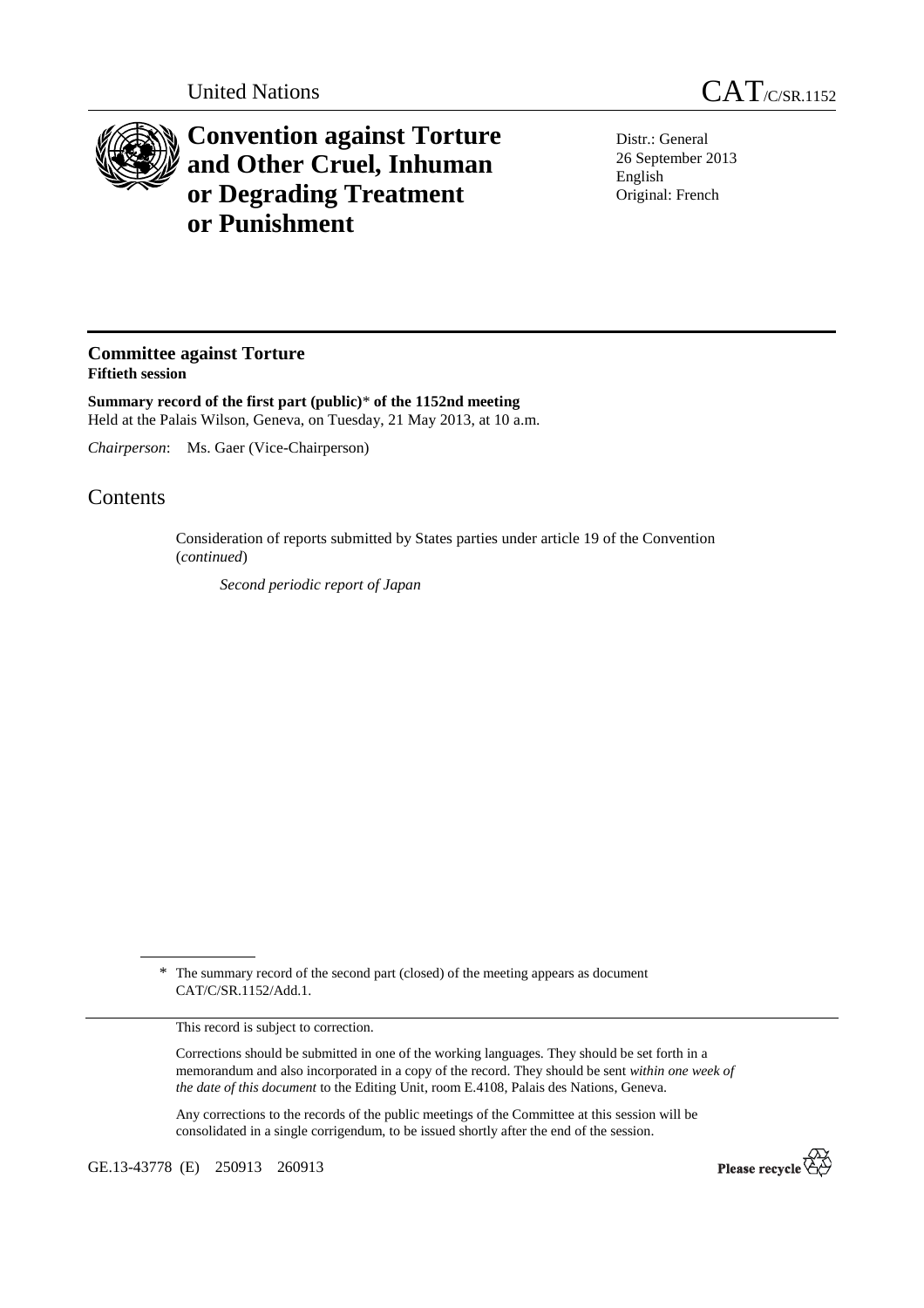United Nations

# CAT/C/SR.1152

# Convention against Torture and Other Cruel, Inhuman or Degrading Treatment or Punishment

Distr.: General
26 September 2013
English
Original: French

## Committee against Torture
**Fiftieth session**

**Summary record of the first part (public)\* of the 1152nd meeting**
Held at the Palais Wilson, Geneva, on Tuesday, 21 May 2013, at 10 a.m.

*Chairperson*: Ms. Gaer (Vice-Chairperson)

# Contents

Consideration of reports submitted by States parties under article 19 of the Convention (*continued*)

*Second periodic report of Japan*

\* The summary record of the second part (closed) of the meeting appears as document CAT/C/SR.1152/Add.1.

This record is subject to correction.

Corrections should be submitted in one of the working languages. They should be set forth in a memorandum and also incorporated in a copy of the record. They should be sent *within one week of the date of this document* to the Editing Unit, room E.4108, Palais des Nations, Geneva.

Any corrections to the records of the public meetings of the Committee at this session will be consolidated in a single corrigendum, to be issued shortly after the end of the session.

GE.13-43778 (E) 250913 260913

Please recycle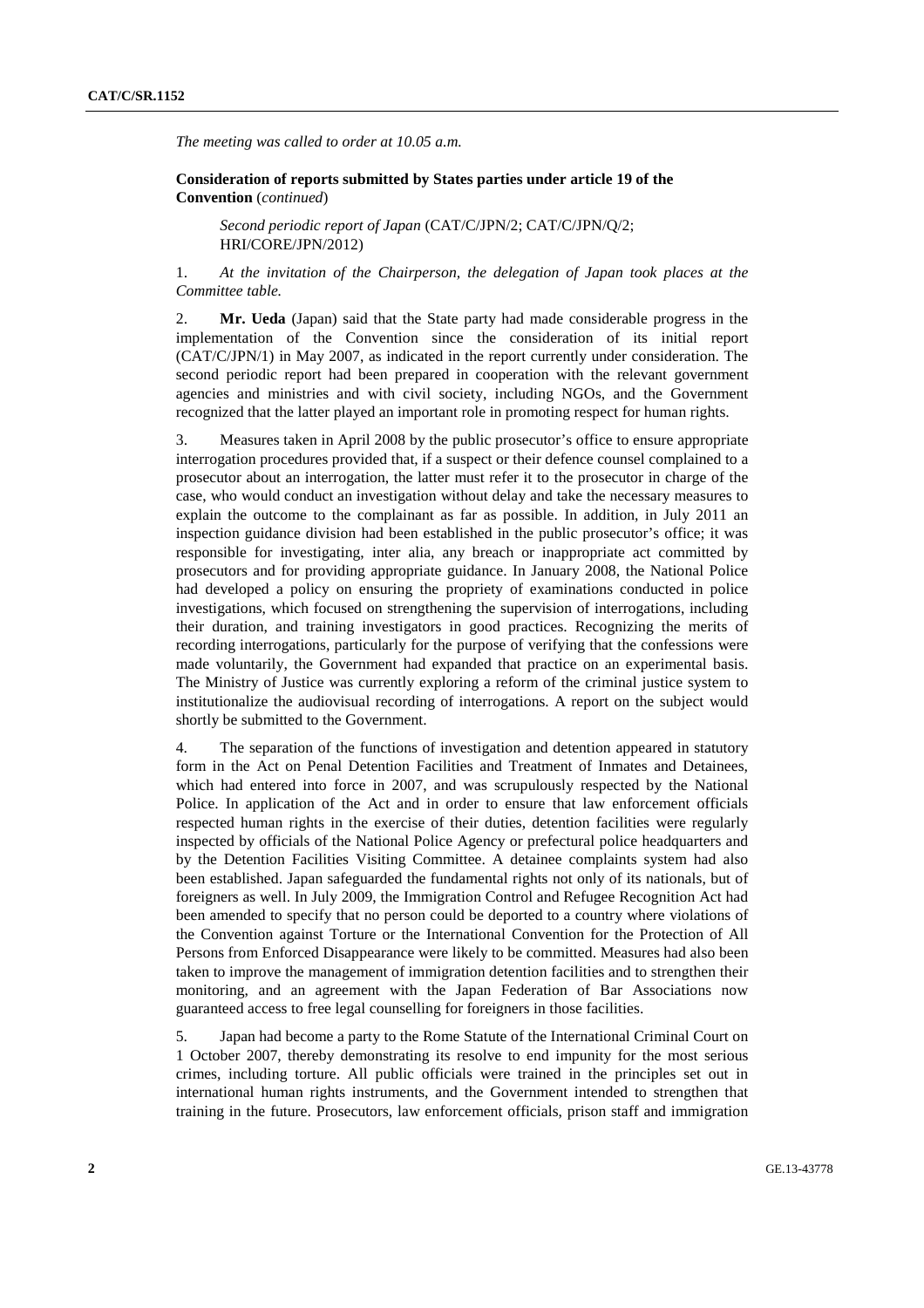*The meeting was called to order at 10.05 a.m.*

**Consideration of reports submitted by States parties under article 19 of the Convention** (*continued*)

*Second periodic report of Japan* (CAT/C/JPN/2; CAT/C/JPN/Q/2; HRI/CORE/JPN/2012)

1. *At the invitation of the Chairperson, the delegation of Japan took places at the Committee table.*

2. **Mr. Ueda** (Japan) said that the State party had made considerable progress in the implementation of the Convention since the consideration of its initial report (CAT/C/JPN/1) in May 2007, as indicated in the report currently under consideration. The second periodic report had been prepared in cooperation with the relevant government agencies and ministries and with civil society, including NGOs, and the Government recognized that the latter played an important role in promoting respect for human rights.

3. Measures taken in April 2008 by the public prosecutor's office to ensure appropriate interrogation procedures provided that, if a suspect or their defence counsel complained to a prosecutor about an interrogation, the latter must refer it to the prosecutor in charge of the case, who would conduct an investigation without delay and take the necessary measures to explain the outcome to the complainant as far as possible. In addition, in July 2011 an inspection guidance division had been established in the public prosecutor's office; it was responsible for investigating, inter alia, any breach or inappropriate act committed by prosecutors and for providing appropriate guidance. In January 2008, the National Police had developed a policy on ensuring the propriety of examinations conducted in police investigations, which focused on strengthening the supervision of interrogations, including their duration, and training investigators in good practices. Recognizing the merits of recording interrogations, particularly for the purpose of verifying that the confessions were made voluntarily, the Government had expanded that practice on an experimental basis. The Ministry of Justice was currently exploring a reform of the criminal justice system to institutionalize the audiovisual recording of interrogations. A report on the subject would shortly be submitted to the Government.

4. The separation of the functions of investigation and detention appeared in statutory form in the Act on Penal Detention Facilities and Treatment of Inmates and Detainees, which had entered into force in 2007, and was scrupulously respected by the National Police. In application of the Act and in order to ensure that law enforcement officials respected human rights in the exercise of their duties, detention facilities were regularly inspected by officials of the National Police Agency or prefectural police headquarters and by the Detention Facilities Visiting Committee. A detainee complaints system had also been established. Japan safeguarded the fundamental rights not only of its nationals, but of foreigners as well. In July 2009, the Immigration Control and Refugee Recognition Act had been amended to specify that no person could be deported to a country where violations of the Convention against Torture or the International Convention for the Protection of All Persons from Enforced Disappearance were likely to be committed. Measures had also been taken to improve the management of immigration detention facilities and to strengthen their monitoring, and an agreement with the Japan Federation of Bar Associations now guaranteed access to free legal counselling for foreigners in those facilities.

5. Japan had become a party to the Rome Statute of the International Criminal Court on 1 October 2007, thereby demonstrating its resolve to end impunity for the most serious crimes, including torture. All public officials were trained in the principles set out in international human rights instruments, and the Government intended to strengthen that training in the future. Prosecutors, law enforcement officials, prison staff and immigration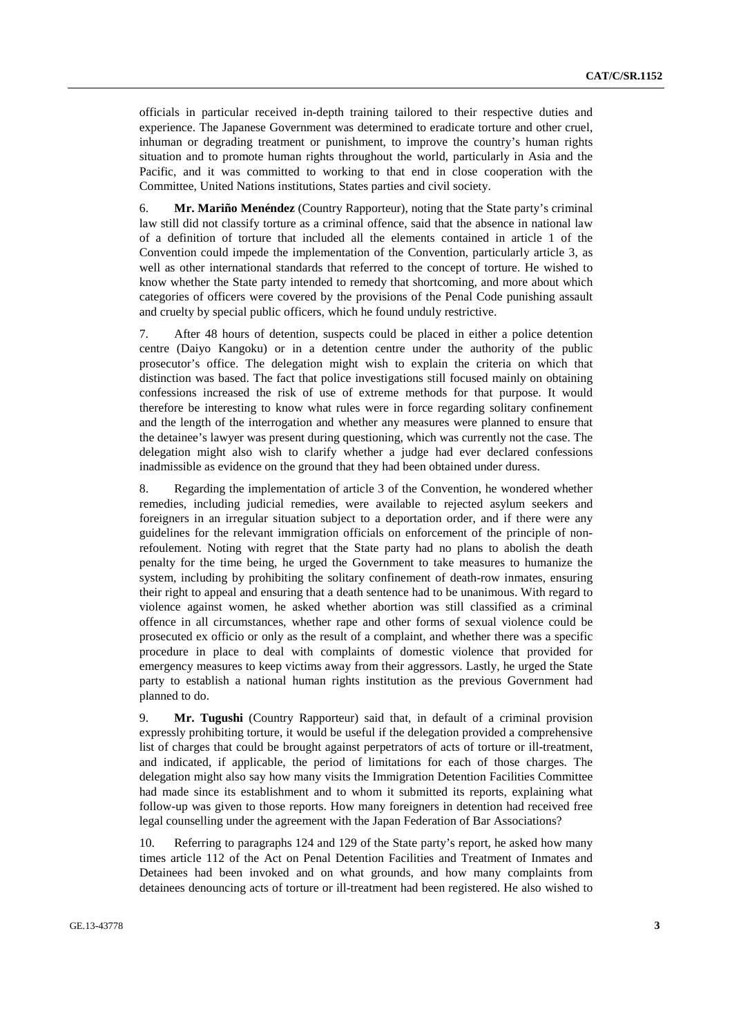officials in particular received in-depth training tailored to their respective duties and experience. The Japanese Government was determined to eradicate torture and other cruel, inhuman or degrading treatment or punishment, to improve the country's human rights situation and to promote human rights throughout the world, particularly in Asia and the Pacific, and it was committed to working to that end in close cooperation with the Committee, United Nations institutions, States parties and civil society.

6. **Mr. Mariño Menéndez** (Country Rapporteur), noting that the State party's criminal law still did not classify torture as a criminal offence, said that the absence in national law of a definition of torture that included all the elements contained in article 1 of the Convention could impede the implementation of the Convention, particularly article 3, as well as other international standards that referred to the concept of torture. He wished to know whether the State party intended to remedy that shortcoming, and more about which categories of officers were covered by the provisions of the Penal Code punishing assault and cruelty by special public officers, which he found unduly restrictive.

7. After 48 hours of detention, suspects could be placed in either a police detention centre (Daiyo Kangoku) or in a detention centre under the authority of the public prosecutor's office. The delegation might wish to explain the criteria on which that distinction was based. The fact that police investigations still focused mainly on obtaining confessions increased the risk of use of extreme methods for that purpose. It would therefore be interesting to know what rules were in force regarding solitary confinement and the length of the interrogation and whether any measures were planned to ensure that the detainee's lawyer was present during questioning, which was currently not the case. The delegation might also wish to clarify whether a judge had ever declared confessions inadmissible as evidence on the ground that they had been obtained under duress.

8. Regarding the implementation of article 3 of the Convention, he wondered whether remedies, including judicial remedies, were available to rejected asylum seekers and foreigners in an irregular situation subject to a deportation order, and if there were any guidelines for the relevant immigration officials on enforcement of the principle of non-refoulement. Noting with regret that the State party had no plans to abolish the death penalty for the time being, he urged the Government to take measures to humanize the system, including by prohibiting the solitary confinement of death-row inmates, ensuring their right to appeal and ensuring that a death sentence had to be unanimous. With regard to violence against women, he asked whether abortion was still classified as a criminal offence in all circumstances, whether rape and other forms of sexual violence could be prosecuted ex officio or only as the result of a complaint, and whether there was a specific procedure in place to deal with complaints of domestic violence that provided for emergency measures to keep victims away from their aggressors. Lastly, he urged the State party to establish a national human rights institution as the previous Government had planned to do.

9. **Mr. Tugushi** (Country Rapporteur) said that, in default of a criminal provision expressly prohibiting torture, it would be useful if the delegation provided a comprehensive list of charges that could be brought against perpetrators of acts of torture or ill-treatment, and indicated, if applicable, the period of limitations for each of those charges. The delegation might also say how many visits the Immigration Detention Facilities Committee had made since its establishment and to whom it submitted its reports, explaining what follow-up was given to those reports. How many foreigners in detention had received free legal counselling under the agreement with the Japan Federation of Bar Associations?

10. Referring to paragraphs 124 and 129 of the State party's report, he asked how many times article 112 of the Act on Penal Detention Facilities and Treatment of Inmates and Detainees had been invoked and on what grounds, and how many complaints from detainees denouncing acts of torture or ill-treatment had been registered. He also wished to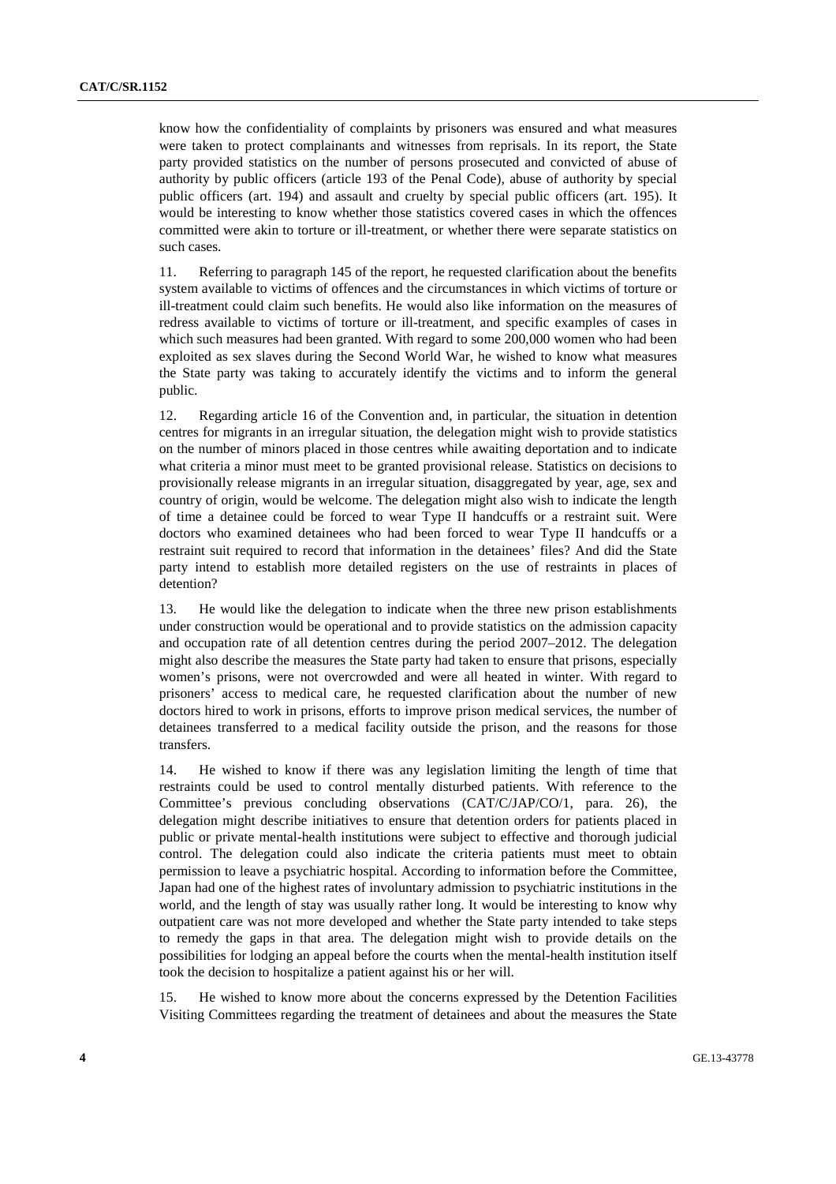know how the confidentiality of complaints by prisoners was ensured and what measures were taken to protect complainants and witnesses from reprisals. In its report, the State party provided statistics on the number of persons prosecuted and convicted of abuse of authority by public officers (article 193 of the Penal Code), abuse of authority by special public officers (art. 194) and assault and cruelty by special public officers (art. 195). It would be interesting to know whether those statistics covered cases in which the offences committed were akin to torture or ill-treatment, or whether there were separate statistics on such cases.

11. Referring to paragraph 145 of the report, he requested clarification about the benefits system available to victims of offences and the circumstances in which victims of torture or ill-treatment could claim such benefits. He would also like information on the measures of redress available to victims of torture or ill-treatment, and specific examples of cases in which such measures had been granted. With regard to some 200,000 women who had been exploited as sex slaves during the Second World War, he wished to know what measures the State party was taking to accurately identify the victims and to inform the general public.

12. Regarding article 16 of the Convention and, in particular, the situation in detention centres for migrants in an irregular situation, the delegation might wish to provide statistics on the number of minors placed in those centres while awaiting deportation and to indicate what criteria a minor must meet to be granted provisional release. Statistics on decisions to provisionally release migrants in an irregular situation, disaggregated by year, age, sex and country of origin, would be welcome. The delegation might also wish to indicate the length of time a detainee could be forced to wear Type II handcuffs or a restraint suit. Were doctors who examined detainees who had been forced to wear Type II handcuffs or a restraint suit required to record that information in the detainees' files? And did the State party intend to establish more detailed registers on the use of restraints in places of detention?

13. He would like the delegation to indicate when the three new prison establishments under construction would be operational and to provide statistics on the admission capacity and occupation rate of all detention centres during the period 2007–2012. The delegation might also describe the measures the State party had taken to ensure that prisons, especially women's prisons, were not overcrowded and were all heated in winter. With regard to prisoners' access to medical care, he requested clarification about the number of new doctors hired to work in prisons, efforts to improve prison medical services, the number of detainees transferred to a medical facility outside the prison, and the reasons for those transfers.

14. He wished to know if there was any legislation limiting the length of time that restraints could be used to control mentally disturbed patients. With reference to the Committee's previous concluding observations (CAT/C/JAP/CO/1, para. 26), the delegation might describe initiatives to ensure that detention orders for patients placed in public or private mental-health institutions were subject to effective and thorough judicial control. The delegation could also indicate the criteria patients must meet to obtain permission to leave a psychiatric hospital. According to information before the Committee, Japan had one of the highest rates of involuntary admission to psychiatric institutions in the world, and the length of stay was usually rather long. It would be interesting to know why outpatient care was not more developed and whether the State party intended to take steps to remedy the gaps in that area. The delegation might wish to provide details on the possibilities for lodging an appeal before the courts when the mental-health institution itself took the decision to hospitalize a patient against his or her will.

15. He wished to know more about the concerns expressed by the Detention Facilities Visiting Committees regarding the treatment of detainees and about the measures the State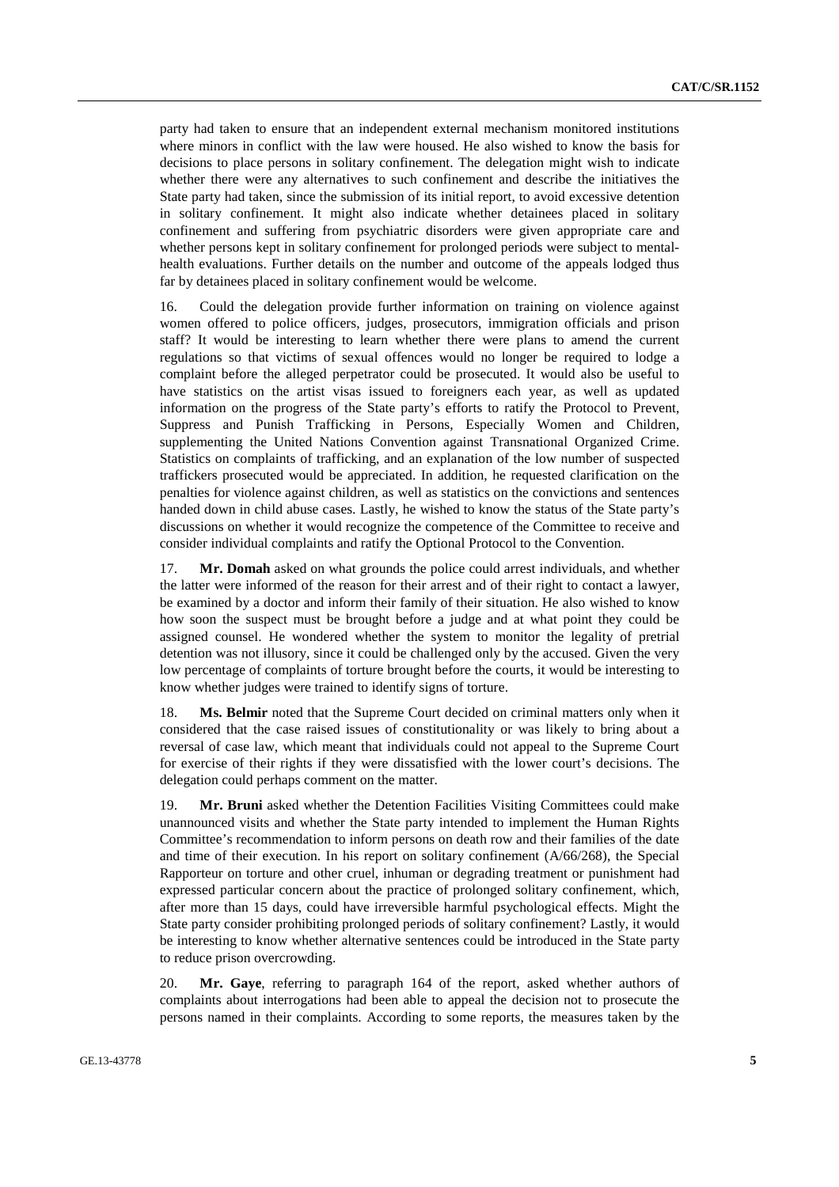party had taken to ensure that an independent external mechanism monitored institutions where minors in conflict with the law were housed. He also wished to know the basis for decisions to place persons in solitary confinement. The delegation might wish to indicate whether there were any alternatives to such confinement and describe the initiatives the State party had taken, since the submission of its initial report, to avoid excessive detention in solitary confinement. It might also indicate whether detainees placed in solitary confinement and suffering from psychiatric disorders were given appropriate care and whether persons kept in solitary confinement for prolonged periods were subject to mental-health evaluations. Further details on the number and outcome of the appeals lodged thus far by detainees placed in solitary confinement would be welcome.

16. Could the delegation provide further information on training on violence against women offered to police officers, judges, prosecutors, immigration officials and prison staff? It would be interesting to learn whether there were plans to amend the current regulations so that victims of sexual offences would no longer be required to lodge a complaint before the alleged perpetrator could be prosecuted. It would also be useful to have statistics on the artist visas issued to foreigners each year, as well as updated information on the progress of the State party's efforts to ratify the Protocol to Prevent, Suppress and Punish Trafficking in Persons, Especially Women and Children, supplementing the United Nations Convention against Transnational Organized Crime. Statistics on complaints of trafficking, and an explanation of the low number of suspected traffickers prosecuted would be appreciated. In addition, he requested clarification on the penalties for violence against children, as well as statistics on the convictions and sentences handed down in child abuse cases. Lastly, he wished to know the status of the State party's discussions on whether it would recognize the competence of the Committee to receive and consider individual complaints and ratify the Optional Protocol to the Convention.

17. **Mr. Domah** asked on what grounds the police could arrest individuals, and whether the latter were informed of the reason for their arrest and of their right to contact a lawyer, be examined by a doctor and inform their family of their situation. He also wished to know how soon the suspect must be brought before a judge and at what point they could be assigned counsel. He wondered whether the system to monitor the legality of pretrial detention was not illusory, since it could be challenged only by the accused. Given the very low percentage of complaints of torture brought before the courts, it would be interesting to know whether judges were trained to identify signs of torture.

18. **Ms. Belmir** noted that the Supreme Court decided on criminal matters only when it considered that the case raised issues of constitutionality or was likely to bring about a reversal of case law, which meant that individuals could not appeal to the Supreme Court for exercise of their rights if they were dissatisfied with the lower court's decisions. The delegation could perhaps comment on the matter.

19. **Mr. Bruni** asked whether the Detention Facilities Visiting Committees could make unannounced visits and whether the State party intended to implement the Human Rights Committee's recommendation to inform persons on death row and their families of the date and time of their execution. In his report on solitary confinement (A/66/268), the Special Rapporteur on torture and other cruel, inhuman or degrading treatment or punishment had expressed particular concern about the practice of prolonged solitary confinement, which, after more than 15 days, could have irreversible harmful psychological effects. Might the State party consider prohibiting prolonged periods of solitary confinement? Lastly, it would be interesting to know whether alternative sentences could be introduced in the State party to reduce prison overcrowding.

20. **Mr. Gaye**, referring to paragraph 164 of the report, asked whether authors of complaints about interrogations had been able to appeal the decision not to prosecute the persons named in their complaints. According to some reports, the measures taken by the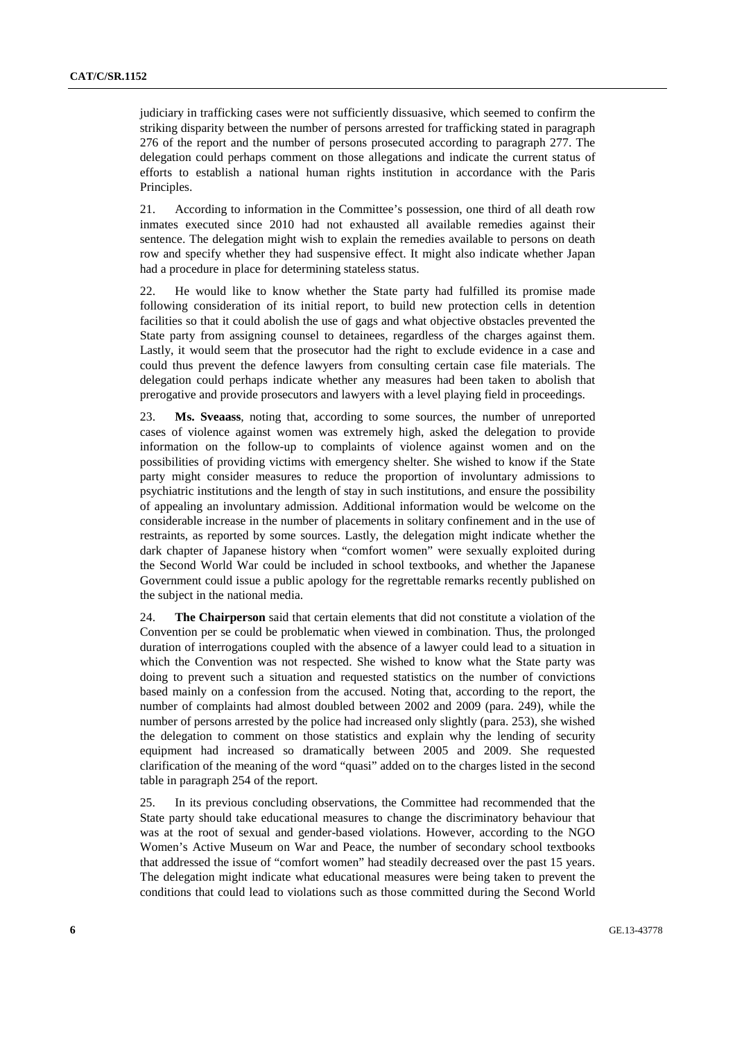judiciary in trafficking cases were not sufficiently dissuasive, which seemed to confirm the striking disparity between the number of persons arrested for trafficking stated in paragraph 276 of the report and the number of persons prosecuted according to paragraph 277. The delegation could perhaps comment on those allegations and indicate the current status of efforts to establish a national human rights institution in accordance with the Paris Principles.

21. According to information in the Committee's possession, one third of all death row inmates executed since 2010 had not exhausted all available remedies against their sentence. The delegation might wish to explain the remedies available to persons on death row and specify whether they had suspensive effect. It might also indicate whether Japan had a procedure in place for determining stateless status.

22. He would like to know whether the State party had fulfilled its promise made following consideration of its initial report, to build new protection cells in detention facilities so that it could abolish the use of gags and what objective obstacles prevented the State party from assigning counsel to detainees, regardless of the charges against them. Lastly, it would seem that the prosecutor had the right to exclude evidence in a case and could thus prevent the defence lawyers from consulting certain case file materials. The delegation could perhaps indicate whether any measures had been taken to abolish that prerogative and provide prosecutors and lawyers with a level playing field in proceedings.

23. **Ms. Sveaass**, noting that, according to some sources, the number of unreported cases of violence against women was extremely high, asked the delegation to provide information on the follow-up to complaints of violence against women and on the possibilities of providing victims with emergency shelter. She wished to know if the State party might consider measures to reduce the proportion of involuntary admissions to psychiatric institutions and the length of stay in such institutions, and ensure the possibility of appealing an involuntary admission. Additional information would be welcome on the considerable increase in the number of placements in solitary confinement and in the use of restraints, as reported by some sources. Lastly, the delegation might indicate whether the dark chapter of Japanese history when "comfort women" were sexually exploited during the Second World War could be included in school textbooks, and whether the Japanese Government could issue a public apology for the regrettable remarks recently published on the subject in the national media.

24. **The Chairperson** said that certain elements that did not constitute a violation of the Convention per se could be problematic when viewed in combination. Thus, the prolonged duration of interrogations coupled with the absence of a lawyer could lead to a situation in which the Convention was not respected. She wished to know what the State party was doing to prevent such a situation and requested statistics on the number of convictions based mainly on a confession from the accused. Noting that, according to the report, the number of complaints had almost doubled between 2002 and 2009 (para. 249), while the number of persons arrested by the police had increased only slightly (para. 253), she wished the delegation to comment on those statistics and explain why the lending of security equipment had increased so dramatically between 2005 and 2009. She requested clarification of the meaning of the word "quasi" added on to the charges listed in the second table in paragraph 254 of the report.

25. In its previous concluding observations, the Committee had recommended that the State party should take educational measures to change the discriminatory behaviour that was at the root of sexual and gender-based violations. However, according to the NGO Women's Active Museum on War and Peace, the number of secondary school textbooks that addressed the issue of "comfort women" had steadily decreased over the past 15 years. The delegation might indicate what educational measures were being taken to prevent the conditions that could lead to violations such as those committed during the Second World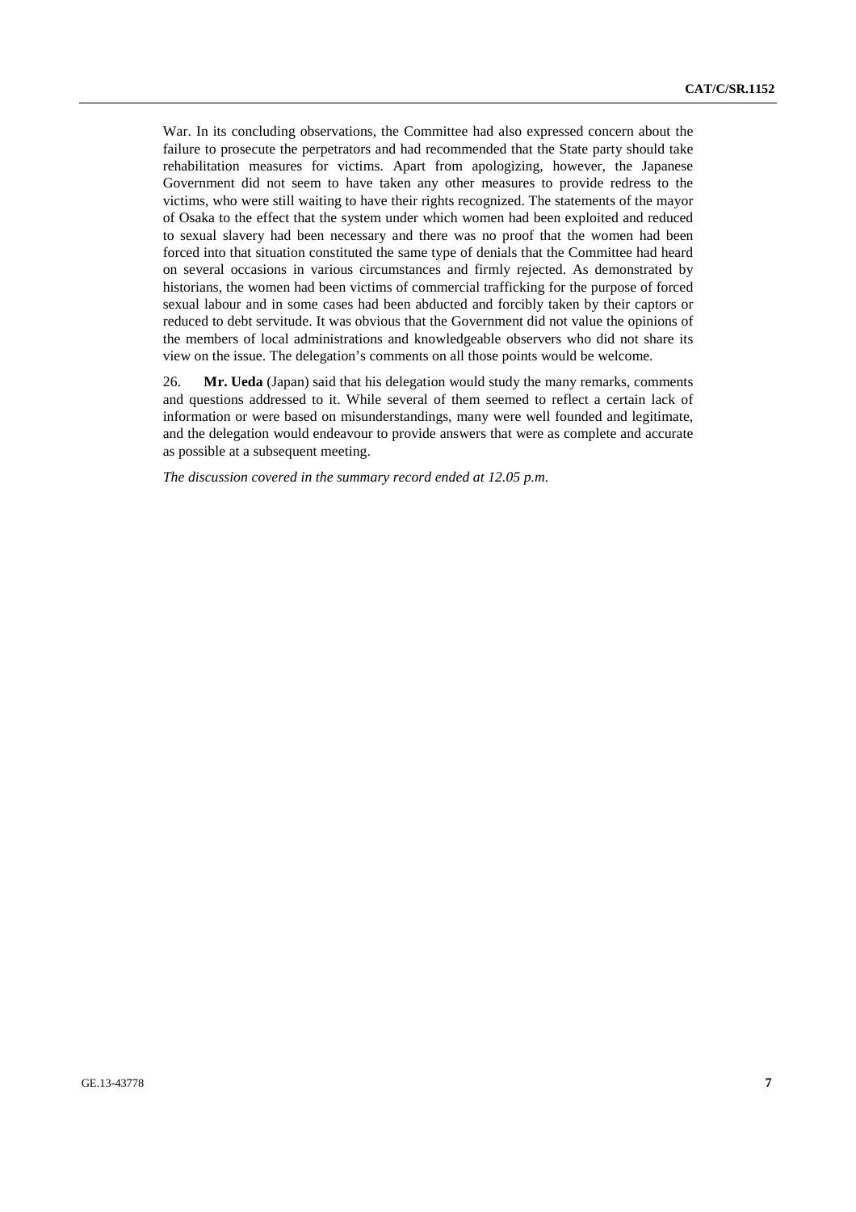War. In its concluding observations, the Committee had also expressed concern about the failure to prosecute the perpetrators and had recommended that the State party should take rehabilitation measures for victims. Apart from apologizing, however, the Japanese Government did not seem to have taken any other measures to provide redress to the victims, who were still waiting to have their rights recognized. The statements of the mayor of Osaka to the effect that the system under which women had been exploited and reduced to sexual slavery had been necessary and there was no proof that the women had been forced into that situation constituted the same type of denials that the Committee had heard on several occasions in various circumstances and firmly rejected. As demonstrated by historians, the women had been victims of commercial trafficking for the purpose of forced sexual labour and in some cases had been abducted and forcibly taken by their captors or reduced to debt servitude. It was obvious that the Government did not value the opinions of the members of local administrations and knowledgeable observers who did not share its view on the issue. The delegation's comments on all those points would be welcome.

26. **Mr. Ueda** (Japan) said that his delegation would study the many remarks, comments and questions addressed to it. While several of them seemed to reflect a certain lack of information or were based on misunderstandings, many were well founded and legitimate, and the delegation would endeavour to provide answers that were as complete and accurate as possible at a subsequent meeting.

*The discussion covered in the summary record ended at 12.05 p.m.*